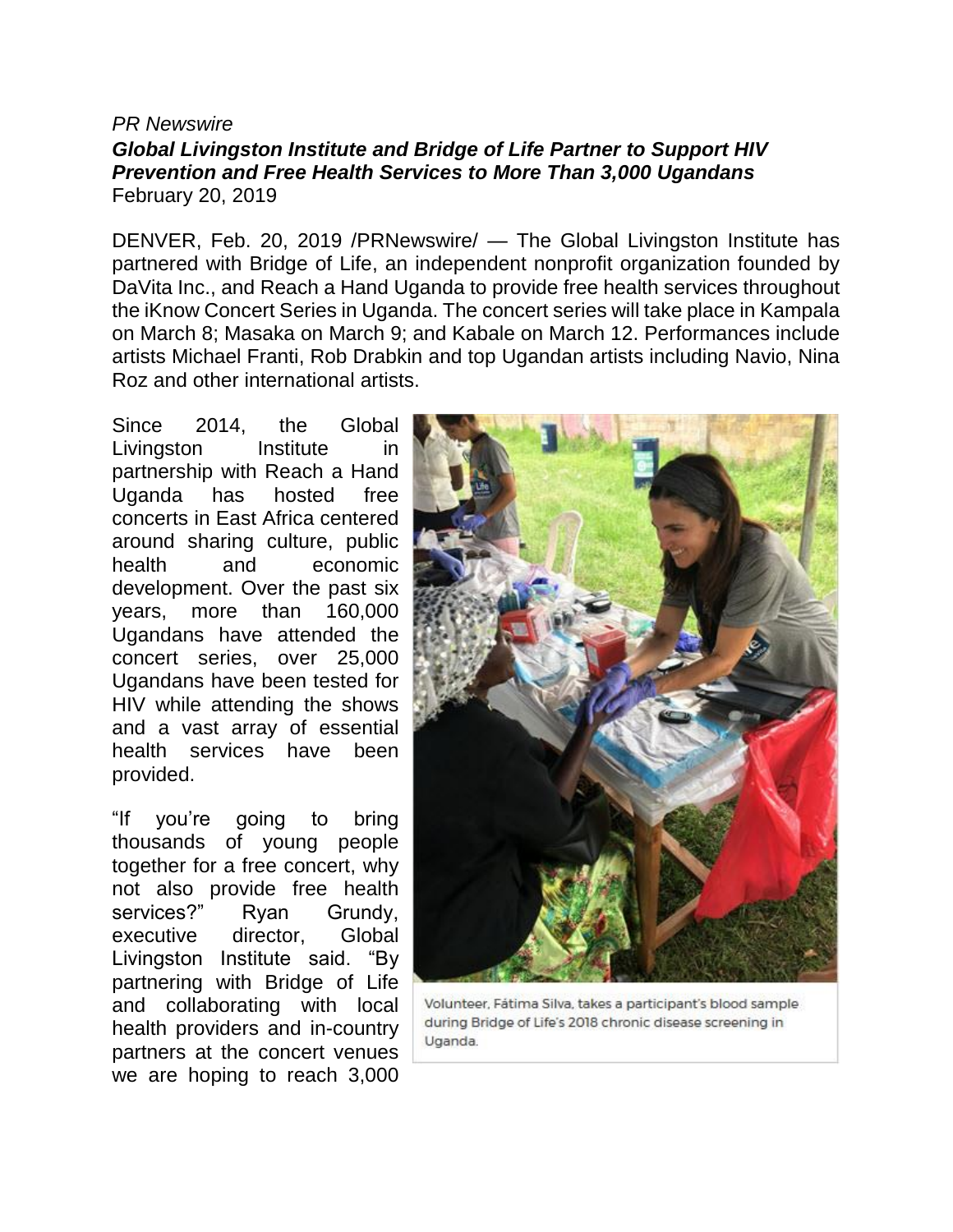*PR Newswire*

***Global Livingston Institute and Bridge of Life Partner to Support HIV Prevention and Free Health Services to More Than 3,000 Ugandans***

February 20, 2019

DENVER, Feb. 20, 2019 /PRNewswire/ — The Global Livingston Institute has partnered with Bridge of Life, an independent nonprofit organization founded by DaVita Inc., and Reach a Hand Uganda to provide free health services throughout the iKnow Concert Series in Uganda. The concert series will take place in Kampala on March 8; Masaka on March 9; and Kabale on March 12. Performances include artists Michael Franti, Rob Drabkin and top Ugandan artists including Navio, Nina Roz and other international artists.

Since 2014, the Global Livingston Institute in partnership with Reach a Hand Uganda has hosted free concerts in East Africa centered around sharing culture, public health and economic development. Over the past six years, more than 160,000 Ugandans have attended the concert series, over 25,000 Ugandans have been tested for HIV while attending the shows and a vast array of essential health services have been provided.

Volunteer, Fátima Silva, takes a participant's blood sample during Bridge of Life's 2018 chronic disease screening in Uganda.

"If you're going to bring thousands of young people together for a free concert, why not also provide free health services?" Ryan Grundy, executive director, Global Livingston Institute said. "By partnering with Bridge of Life and collaborating with local health providers and in-country partners at the concert venues we are hoping to reach 3,000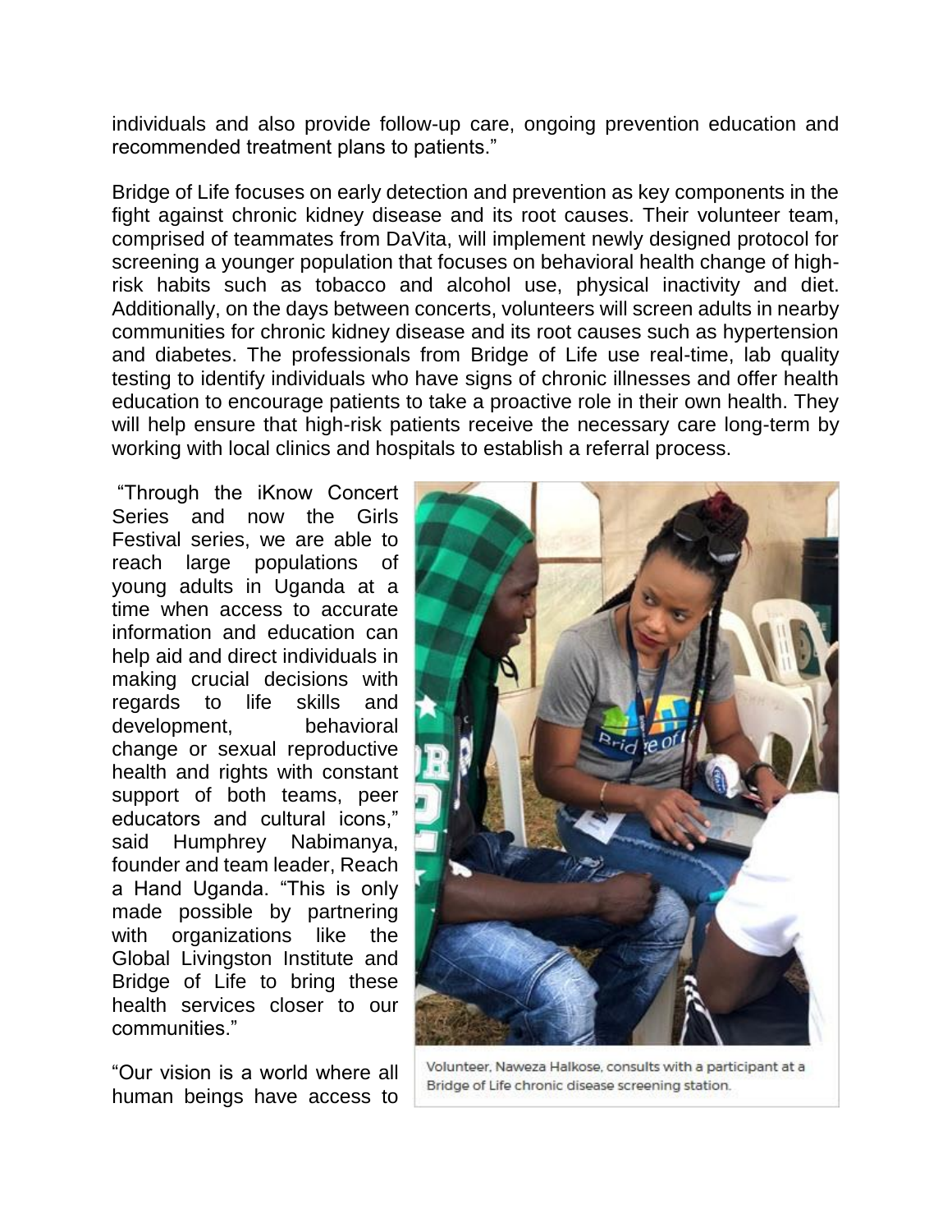individuals and also provide follow-up care, ongoing prevention education and recommended treatment plans to patients."

Bridge of Life focuses on early detection and prevention as key components in the fight against chronic kidney disease and its root causes. Their volunteer team, comprised of teammates from DaVita, will implement newly designed protocol for screening a younger population that focuses on behavioral health change of high-risk habits such as tobacco and alcohol use, physical inactivity and diet. Additionally, on the days between concerts, volunteers will screen adults in nearby communities for chronic kidney disease and its root causes such as hypertension and diabetes. The professionals from Bridge of Life use real-time, lab quality testing to identify individuals who have signs of chronic illnesses and offer health education to encourage patients to take a proactive role in their own health. They will help ensure that high-risk patients receive the necessary care long-term by working with local clinics and hospitals to establish a referral process.

"Through the iKnow Concert Series and now the Girls Festival series, we are able to reach large populations of young adults in Uganda at a time when access to accurate information and education can help aid and direct individuals in making crucial decisions with regards to life skills and development, behavioral change or sexual reproductive health and rights with constant support of both teams, peer educators and cultural icons," said Humphrey Nabimanya, founder and team leader, Reach a Hand Uganda. "This is only made possible by partnering with organizations like the Global Livingston Institute and Bridge of Life to bring these health services closer to our communities."

Volunteer, Naweza Halkose, consults with a participant at a Bridge of Life chronic disease screening station.

"Our vision is a world where all human beings have access to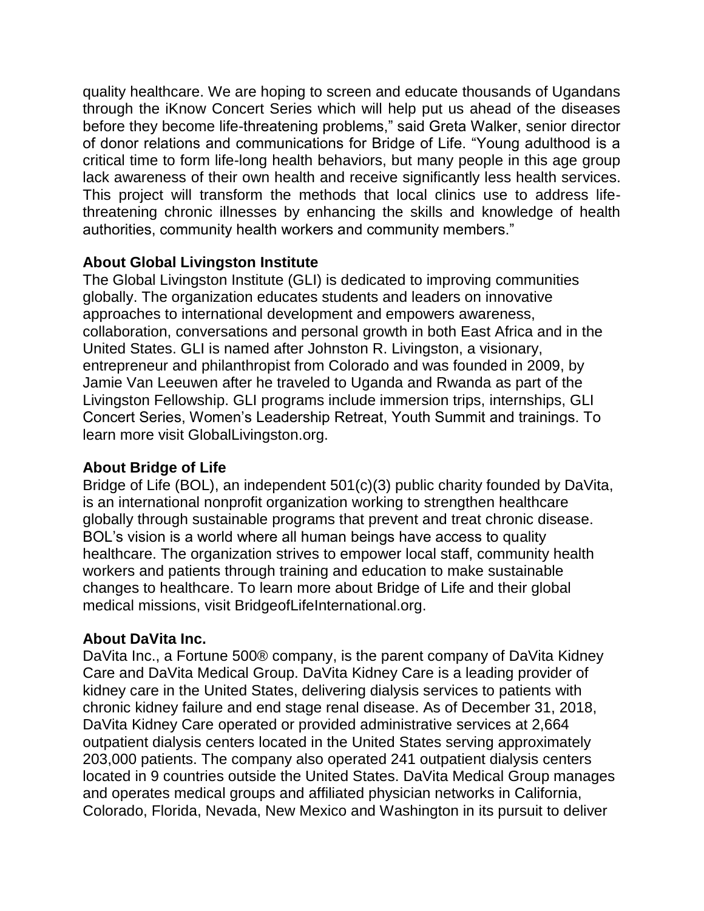quality healthcare. We are hoping to screen and educate thousands of Ugandans through the iKnow Concert Series which will help put us ahead of the diseases before they become life-threatening problems," said Greta Walker, senior director of donor relations and communications for Bridge of Life. "Young adulthood is a critical time to form life-long health behaviors, but many people in this age group lack awareness of their own health and receive significantly less health services. This project will transform the methods that local clinics use to address life-threatening chronic illnesses by enhancing the skills and knowledge of health authorities, community health workers and community members."

**About Global Livingston Institute**

The Global Livingston Institute (GLI) is dedicated to improving communities globally. The organization educates students and leaders on innovative approaches to international development and empowers awareness, collaboration, conversations and personal growth in both East Africa and in the United States. GLI is named after Johnston R. Livingston, a visionary, entrepreneur and philanthropist from Colorado and was founded in 2009, by Jamie Van Leeuwen after he traveled to Uganda and Rwanda as part of the Livingston Fellowship. GLI programs include immersion trips, internships, GLI Concert Series, Women's Leadership Retreat, Youth Summit and trainings. To learn more visit GlobalLivingston.org.

**About Bridge of Life**

Bridge of Life (BOL), an independent 501(c)(3) public charity founded by DaVita, is an international nonprofit organization working to strengthen healthcare globally through sustainable programs that prevent and treat chronic disease. BOL's vision is a world where all human beings have access to quality healthcare. The organization strives to empower local staff, community health workers and patients through training and education to make sustainable changes to healthcare. To learn more about Bridge of Life and their global medical missions, visit BridgeofLifeInternational.org.

**About DaVita Inc.**

DaVita Inc., a Fortune 500® company, is the parent company of DaVita Kidney Care and DaVita Medical Group. DaVita Kidney Care is a leading provider of kidney care in the United States, delivering dialysis services to patients with chronic kidney failure and end stage renal disease. As of December 31, 2018, DaVita Kidney Care operated or provided administrative services at 2,664 outpatient dialysis centers located in the United States serving approximately 203,000 patients. The company also operated 241 outpatient dialysis centers located in 9 countries outside the United States. DaVita Medical Group manages and operates medical groups and affiliated physician networks in California, Colorado, Florida, Nevada, New Mexico and Washington in its pursuit to deliver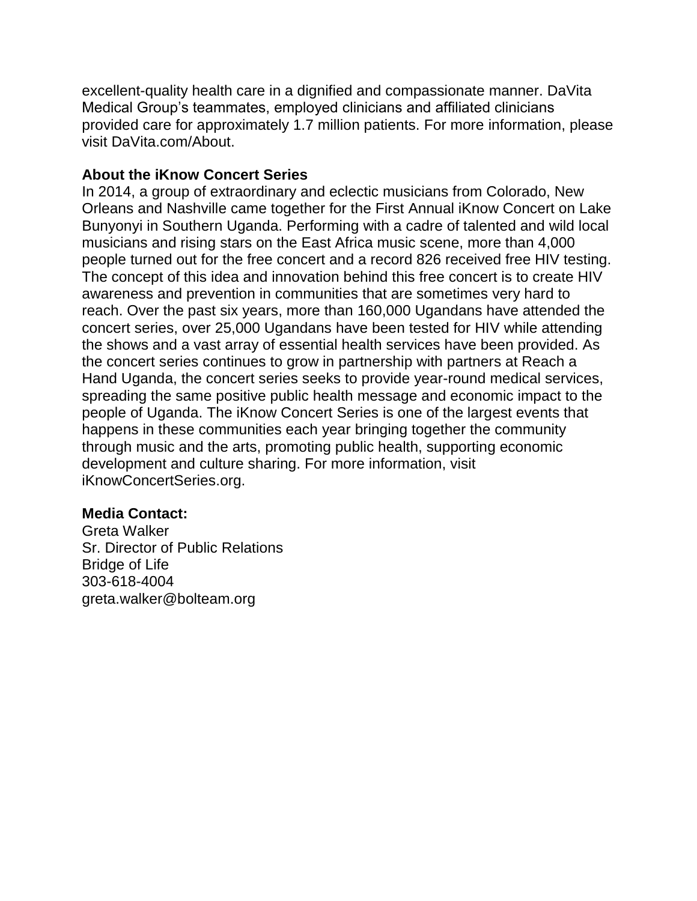excellent-quality health care in a dignified and compassionate manner. DaVita Medical Group's teammates, employed clinicians and affiliated clinicians provided care for approximately 1.7 million patients. For more information, please visit DaVita.com/About.

**About the iKnow Concert Series**

In 2014, a group of extraordinary and eclectic musicians from Colorado, New Orleans and Nashville came together for the First Annual iKnow Concert on Lake Bunyonyi in Southern Uganda. Performing with a cadre of talented and wild local musicians and rising stars on the East Africa music scene, more than 4,000 people turned out for the free concert and a record 826 received free HIV testing. The concept of this idea and innovation behind this free concert is to create HIV awareness and prevention in communities that are sometimes very hard to reach. Over the past six years, more than 160,000 Ugandans have attended the concert series, over 25,000 Ugandans have been tested for HIV while attending the shows and a vast array of essential health services have been provided. As the concert series continues to grow in partnership with partners at Reach a Hand Uganda, the concert series seeks to provide year-round medical services, spreading the same positive public health message and economic impact to the people of Uganda. The iKnow Concert Series is one of the largest events that happens in these communities each year bringing together the community through music and the arts, promoting public health, supporting economic development and culture sharing. For more information, visit iKnowConcertSeries.org.

**Media Contact:**

Greta Walker
Sr. Director of Public Relations
Bridge of Life
303-618-4004
greta.walker@bolteam.org